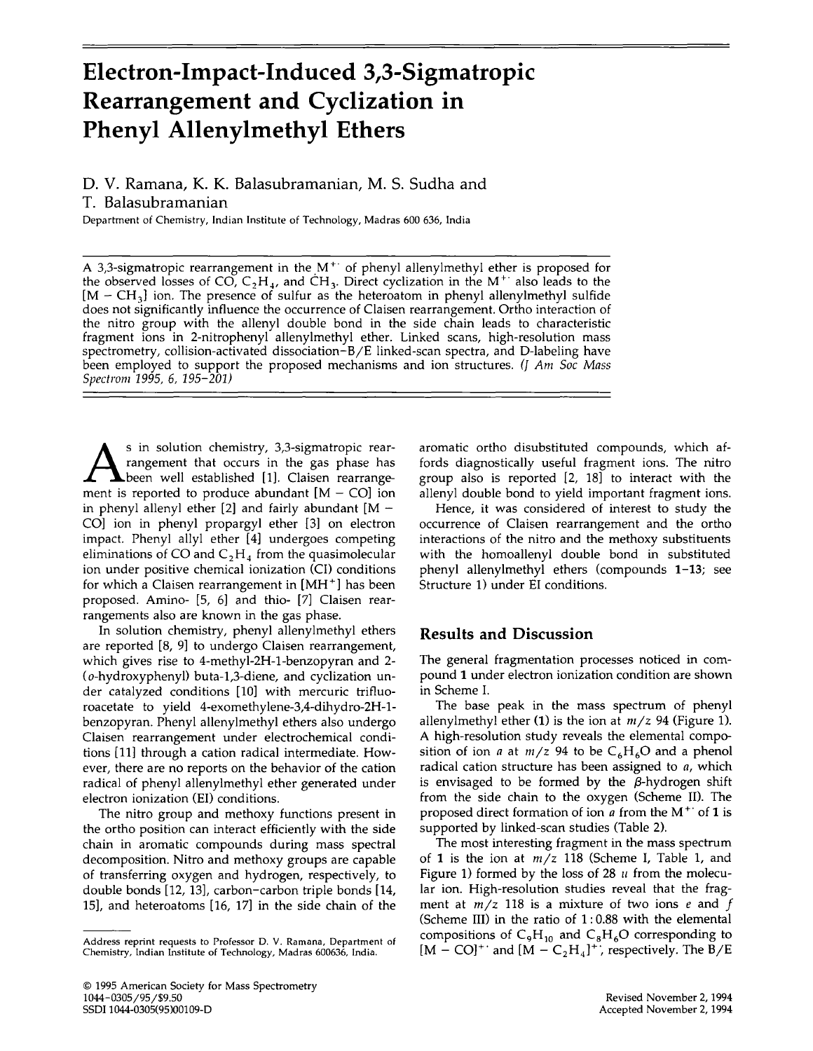# Electron-Impact-Induced 3,3-Sigmatropic Rearrangement and Cyclization in Phenyl Allenylmethyl Ethers

D. V. Ramana, K. K. Balasubramanian, M. S. Sudha and T. Balasubramanian

Department of Chemistry, Indian Institute of Technology, Madras 600 636, India

A 3,3-sigmatropic rearrangement in the $M^{+\cdot}$ of phenyl allenylmethyl ether is proposed for the observed losses of CO, $C_2H_4$, and $\dot{C}H_3$. Direct cyclization in the $M^{+\cdot}$ also leads to the $[M - CH_3]$ ion. The presence of sulfur as the heteroatom in phenyl allenylmethyl sulfide does not significantly influence the occurrence of Claisen rearrangement. Ortho interaction of the nitro group with the allenyl double bond in the side chain leads to characteristic fragment ions in 2-nitrophenyl allenylmethyl ether. Linked scans, high-resolution mass spectrometry, collision-activated dissociation–B/E linked-scan spectra, and D-labeling have been employed to support the proposed mechanisms and ion structures. (*J Am Soc Mass Spectrom 1995, 6, 195–201*)

As in solution chemistry, 3,3-sigmatropic rearrangement that occurs in the gas phase has been well established [1]. Claisen rearrangement is reported to produce abundant $[M - CO]$ ion in phenyl allenyl ether [2] and fairly abundant $[M - CO]$ ion in phenyl propargyl ether [3] on electron impact. Phenyl allyl ether [4] undergoes competing eliminations of CO and $C_2H_4$ from the quasimolecular ion under positive chemical ionization (CI) conditions for which a Claisen rearrangement in $[MH^+]$ has been proposed. Amino- [5, 6] and thio- [7] Claisen rearrangements also are known in the gas phase.

In solution chemistry, phenyl allenylmethyl ethers are reported [8, 9] to undergo Claisen rearrangement, which gives rise to 4-methyl-2H-1-benzopyran and 2-(*o*-hydroxyphenyl) buta-1,3-diene, and cyclization under catalyzed conditions [10] with mercuric trifluoroacetate to yield 4-exomethylene-3,4-dihydro-2H-1-benzopyran. Phenyl allenylmethyl ethers also undergo Claisen rearrangement under electrochemical conditions [11] through a cation radical intermediate. However, there are no reports on the behavior of the cation radical of phenyl allenylmethyl ether generated under electron ionization (EI) conditions.

The nitro group and methoxy functions present in the ortho position can interact efficiently with the side chain in aromatic compounds during mass spectral decomposition. Nitro and methoxy groups are capable of transferring oxygen and hydrogen, respectively, to double bonds [12, 13], carbon–carbon triple bonds [14, 15], and heteroatoms [16, 17] in the side chain of the aromatic ortho disubstituted compounds, which affords diagnostically useful fragment ions. The nitro group also is reported [2, 18] to interact with the allenyl double bond to yield important fragment ions.

Hence, it was considered of interest to study the occurrence of Claisen rearrangement and the ortho interactions of the nitro and the methoxy substituents with the homoallenyl double bond in substituted phenyl allenylmethyl ethers (compounds **1–13**; see Structure 1) under EI conditions.

## Results and Discussion

The general fragmentation processes noticed in compound **1** under electron ionization condition are shown in Scheme I.

The base peak in the mass spectrum of phenyl allenylmethyl ether (**1**) is the ion at $m/z$ 94 (Figure 1). A high-resolution study reveals the elemental composition of ion *a* at $m/z$ 94 to be $C_6H_6O$ and a phenol radical cation structure has been assigned to *a*, which is envisaged to be formed by the $\beta$-hydrogen shift from the side chain to the oxygen (Scheme II). The proposed direct formation of ion *a* from the $M^{+\cdot}$ of **1** is supported by linked-scan studies (Table 2).

The most interesting fragment in the mass spectrum of **1** is the ion at $m/z$ 118 (Scheme I, Table 1, and Figure 1) formed by the loss of 28 *u* from the molecular ion. High-resolution studies reveal that the fragment at $m/z$ 118 is a mixture of two ions *e* and *f* (Scheme III) in the ratio of 1 : 0.88 with the elemental compositions of $C_9H_{10}$ and $C_8H_6O$ corresponding to $[M - CO]^{+\cdot}$ and $[M - C_2H_4]^{+\cdot}$, respectively. The B/E

Address reprint requests to Professor D. V. Ramana, Department of Chemistry, Indian Institute of Technology, Madras 600636, India.

© 1995 American Society for Mass Spectrometry
1044-0305/95/$9.50
SSDI 1044-0305(95)00109-D

Revised November 2, 1994
Accepted November 2, 1994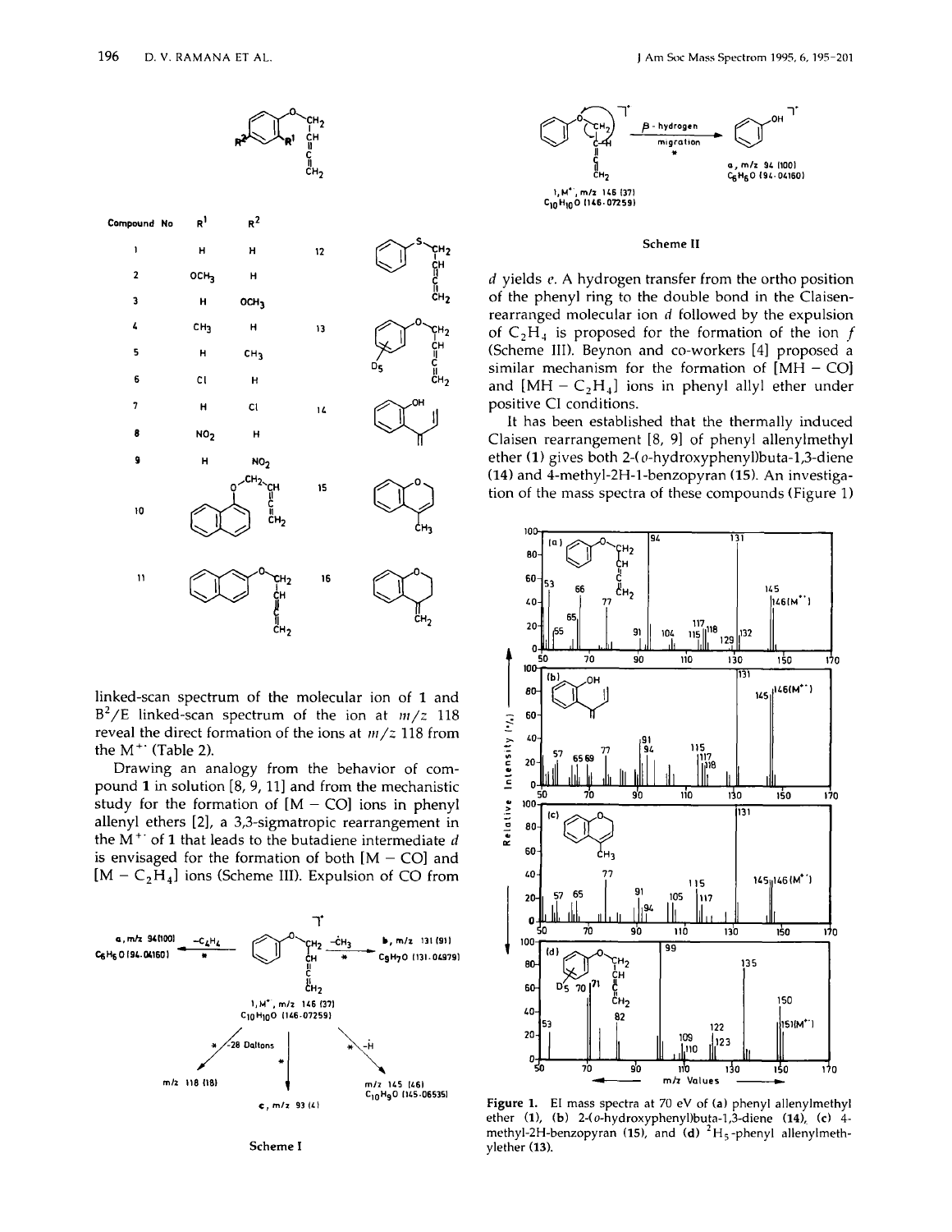| Compound No | $R^1$ | $R^2$ |
|---|---|---|
| 1 | H | H |
| 2 | $OCH_3$ | H |
| 3 | H | $OCH_3$ |
| 4 | $CH_3$ | H |
| 5 | H | $CH_3$ |
| 6 | Cl | H |
| 7 | H | Cl |
| 8 | $NO_2$ | H |
| 9 | H | $NO_2$ |

linked-scan spectrum of the molecular ion of 1 and $B^2/E$ linked-scan spectrum of the ion at $m/z$ 118 reveal the direct formation of the ions at $m/z$ 118 from the $M^{+\cdot}$ (Table 2).

Drawing an analogy from the behavior of compound 1 in solution [8, 9, 11] and from the mechanistic study for the formation of [M − CO] ions in phenyl allenyl ethers [2], a 3,3-sigmatropic rearrangement in the $M^{+\cdot}$ of 1 that leads to the butadiene intermediate *d* is envisaged for the formation of both [M − CO] and [M − $C_2H_4$] ions (Scheme III). Expulsion of CO from

Scheme I

Scheme II

*d* yields *e*. A hydrogen transfer from the ortho position of the phenyl ring to the double bond in the Claisen-rearranged molecular ion *d* followed by the expulsion of $C_2H_4$ is proposed for the formation of the ion *f* (Scheme III). Beynon and co-workers [4] proposed a similar mechanism for the formation of [MH − CO] and [MH − $C_2H_4$] ions in phenyl allyl ether under positive CI conditions.

It has been established that the thermally induced Claisen rearrangement [8, 9] of phenyl allenylmethyl ether (1) gives both 2-(*o*-hydroxyphenyl)buta-1,3-diene (14) and 4-methyl-2H-1-benzopyran (15). An investigation of the mass spectra of these compounds (Figure 1)

**Figure 1.** EI mass spectra at 70 eV of (a) phenyl allenylmethyl ether (1), (b) 2-(*o*-hydroxyphenyl)buta-1,3-diene (14), (c) 4-methyl-2H-benzopyran (15), and (d) $^2H_5$-phenyl allenylmethylether (13).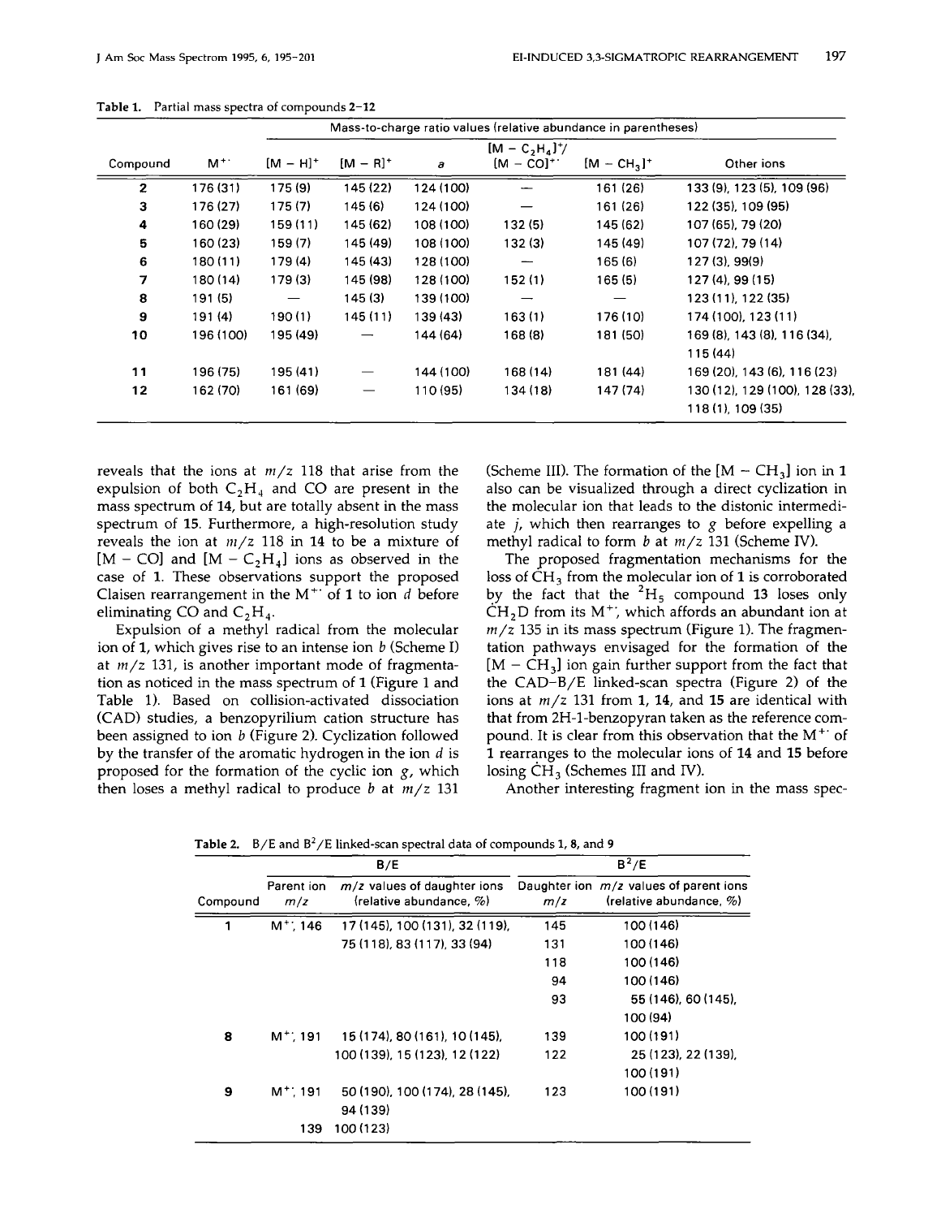**Table 1.** Partial mass spectra of compounds **2–12**

| Compound | Mass-to-charge ratio values (relative abundance in parentheses) | | | | | | |
|---|---|---|---|---|---|---|---|
| | $M^{+\cdot}$ | $[M-H]^+$ | $[M-R]^+$ | *a* | $[M-C_2H_4]^{+\cdot}$/ $[M-CO]^{+\cdot}$ | $[M-CH_3]^+$ | Other ions |
| **2** | 176 (31) | 175 (9) | 145 (22) | 124 (100) | — | 161 (26) | 133 (9), 123 (5), 109 (96) |
| **3** | 176 (27) | 175 (7) | 145 (6) | 124 (100) | — | 161 (26) | 122 (35), 109 (95) |
| **4** | 160 (29) | 159 (11) | 145 (62) | 108 (100) | 132 (5) | 145 (62) | 107 (65), 79 (20) |
| **5** | 160 (23) | 159 (7) | 145 (49) | 108 (100) | 132 (3) | 145 (49) | 107 (72), 79 (14) |
| **6** | 180 (11) | 179 (4) | 145 (43) | 128 (100) | — | 165 (6) | 127 (3), 99(9) |
| **7** | 180 (14) | 179 (3) | 145 (98) | 128 (100) | 152 (1) | 165 (5) | 127 (4), 99 (15) |
| **8** | 191 (5) | — | 145 (3) | 139 (100) | — | — | 123 (11), 122 (35) |
| **9** | 191 (4) | 190 (1) | 145 (11) | 139 (43) | 163 (1) | 176 (10) | 174 (100), 123 (11) |
| **10** | 196 (100) | 195 (49) | — | 144 (64) | 168 (8) | 181 (50) | 169 (8), 143 (8), 116 (34), 115 (44) |
| **11** | 196 (75) | 195 (41) | — | 144 (100) | 168 (14) | 181 (44) | 169 (20), 143 (6), 116 (23) |
| **12** | 162 (70) | 161 (69) | — | 110 (95) | 134 (18) | 147 (74) | 130 (12), 129 (100), 128 (33), 118 (1), 109 (35) |

reveals that the ions at $m/z$ 118 that arise from the expulsion of both $C_2H_4$ and CO are present in the mass spectrum of **14**, but are totally absent in the mass spectrum of **15**. Furthermore, a high-resolution study reveals the ion at $m/z$ 118 in **14** to be a mixture of $[M-CO]$ and $[M-C_2H_4]$ ions as observed in the case of **1**. These observations support the proposed Claisen rearrangement in the $M^{+\cdot}$ of **1** to ion *d* before eliminating CO and $C_2H_4$.

Expulsion of a methyl radical from the molecular ion of **1**, which gives rise to an intense ion *b* (Scheme I) at $m/z$ 131, is another important mode of fragmentation as noticed in the mass spectrum of **1** (Figure 1 and Table 1). Based on collision-activated dissociation (CAD) studies, a benzopyrilium cation structure has been assigned to ion *b* (Figure 2). Cyclization followed by the transfer of the aromatic hydrogen in the ion *d* is proposed for the formation of the cyclic ion *g*, which then loses a methyl radical to produce *b* at $m/z$ 131 (Scheme III). The formation of the $[M-CH_3]$ ion in **1** also can be visualized through a direct cyclization in the molecular ion that leads to the distonic intermediate *j*, which then rearranges to *g* before expelling a methyl radical to form *b* at $m/z$ 131 (Scheme IV).

The proposed fragmentation mechanisms for the loss of $\dot{C}H_3$ from the molecular ion of **1** is corroborated by the fact that the $^2H_5$ compound **13** loses only $\dot{C}H_2D$ from its $M^{+\cdot}$, which affords an abundant ion at $m/z$ 135 in its mass spectrum (Figure 1). The fragmentation pathways envisaged for the formation of the $[M-CH_3]$ ion gain further support from the fact that the CAD–B/E linked-scan spectra (Figure 2) of the ions at $m/z$ 131 from **1**, **14**, and **15** are identical with that from 2H-1-benzopyran taken as the reference compound. It is clear from this observation that the $M^{+\cdot}$ of **1** rearranges to the molecular ions of **14** and **15** before losing $\dot{C}H_3$ (Schemes III and IV).

Another interesting fragment ion in the mass spec-

**Table 2.** B/E and $B^2/E$ linked-scan spectral data of compounds **1**, **8**, and **9**

| Compound | B/E | | $B^2/E$ | |
|---|---|---|---|---|
| | Parent ion $m/z$ | $m/z$ values of daughter ions (relative abundance, %) | Daughter ion $m/z$ | $m/z$ values of parent ions (relative abundance, %) |
| **1** | $M^{+\cdot}$; 146 | 17 (145), 100 (131), 32 (119), 75 (118), 83 (117), 33 (94) | 145 | 100 (146) |
| | | | 131 | 100 (146) |
| | | | 118 | 100 (146) |
| | | | 94 | 100 (146) |
| | | | 93 | 55 (146), 60 (145), 100 (94) |
| **8** | $M^{+\cdot}$; 191 | 15 (174), 80 (161), 10 (145), 100 (139), 15 (123), 12 (122) | 139 | 100 (191) |
| | | | 122 | 25 (123), 22 (139), 100 (191) |
| **9** | $M^{+\cdot}$; 191 | 50 (190), 100 (174), 28 (145), 94 (139) | 123 | 100 (191) |
| | 139 | 100 (123) | | |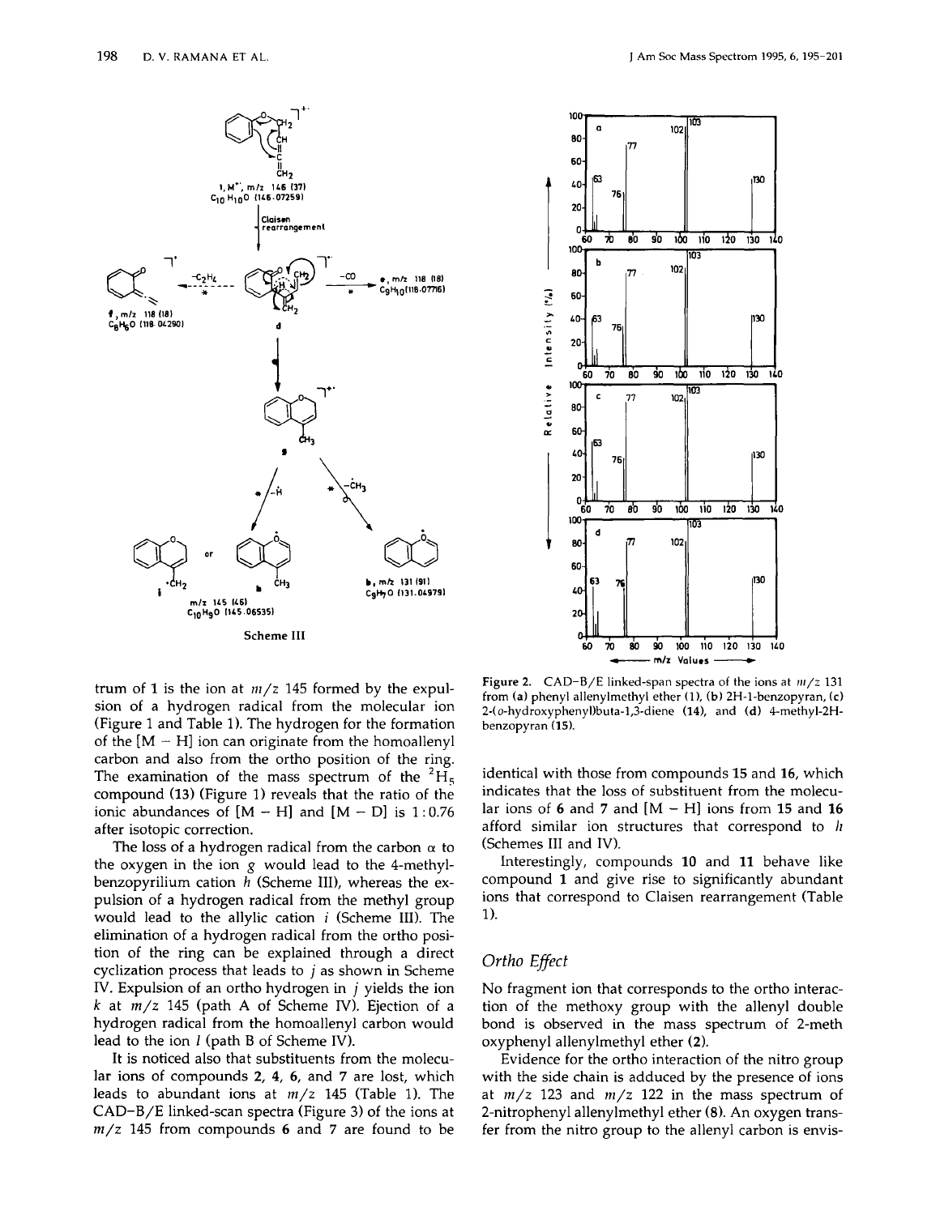Scheme III

trum of 1 is the ion at $m/z$ 145 formed by the expulsion of a hydrogen radical from the molecular ion (Figure 1 and Table 1). The hydrogen for the formation of the [M − H] ion can originate from the homoallenyl carbon and also from the ortho position of the ring. The examination of the mass spectrum of the $^2H_5$ compound (13) (Figure 1) reveals that the ratio of the ionic abundances of [M − H] and [M − D] is 1 : 0.76 after isotopic correction.

The loss of a hydrogen radical from the carbon α to the oxygen in the ion *g* would lead to the 4-methylbenzopyrilium cation *h* (Scheme III), whereas the expulsion of a hydrogen radical from the methyl group would lead to the allylic cation *i* (Scheme III). The elimination of a hydrogen radical from the ortho position of the ring can be explained through a direct cyclization process that leads to *j* as shown in Scheme IV. Expulsion of an ortho hydrogen in *j* yields the ion *k* at $m/z$ 145 (path A of Scheme IV). Ejection of a hydrogen radical from the homoallenyl carbon would lead to the ion *l* (path B of Scheme IV).

It is noticed also that substituents from the molecular ions of compounds 2, 4, 6, and 7 are lost, which leads to abundant ions at $m/z$ 145 (Table 1). The CAD-B/E linked-scan spectra (Figure 3) of the ions at $m/z$ 145 from compounds 6 and 7 are found to be identical with those from compounds 15 and 16, which indicates that the loss of substituent from the molecular ions of 6 and 7 and [M − H] ions from 15 and 16 afford similar ion structures that correspond to *h* (Schemes III and IV).

Figure 2. CAD-B/E linked-scan spectra of the ions at $m/z$ 131 from (a) phenyl allenylmethyl ether (1), (b) 2H-1-benzopyran, (c) 2-(*o*-hydroxyphenyl)buta-1,3-diene (14), and (d) 4-methyl-2H-benzopyran (15).

Interestingly, compounds 10 and 11 behave like compound 1 and give rise to significantly abundant ions that correspond to Claisen rearrangement (Table 1).

## Ortho Effect

No fragment ion that corresponds to the ortho interaction of the methoxy group with the allenyl double bond is observed in the mass spectrum of 2-methoxyphenyl allenylmethyl ether (2).

Evidence for the ortho interaction of the nitro group with the side chain is adduced by the presence of ions at $m/z$ 123 and $m/z$ 122 in the mass spectrum of 2-nitrophenyl allenylmethyl ether (8). An oxygen transfer from the nitro group to the allenyl carbon is envis-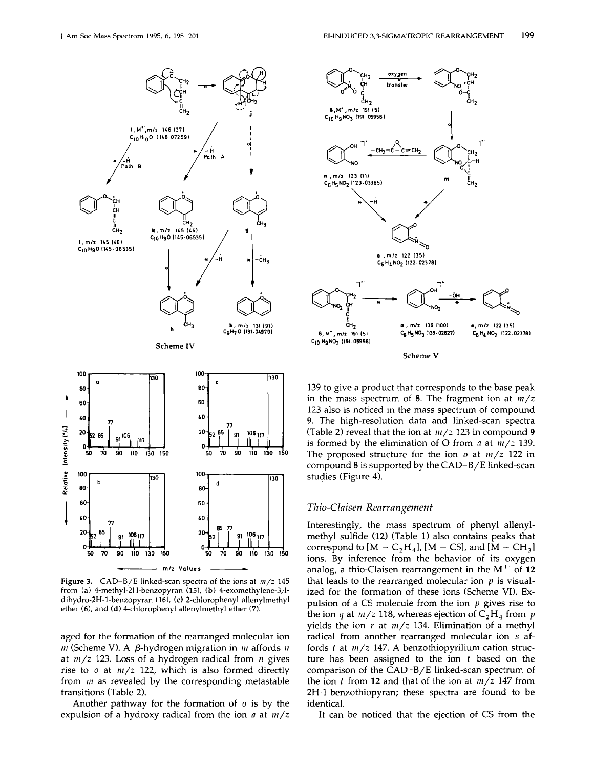Scheme IV

Scheme V

Figure 3. CAD–B/E linked-scan spectra of the ions at $m/z$ 145 from (a) 4-methyl-2H-benzopyran (15), (b) 4-exomethylene-3,4-dihydro-2H-1-benzopyran (16), (c) 2-chlorophenyl allenylmethyl ether (6), and (d) 4-chlorophenyl allenylmethyl ether (7).

aged for the formation of the rearranged molecular ion *m* (Scheme V). A β-hydrogen migration in *m* affords *n* at $m/z$ 123. Loss of a hydrogen radical from *n* gives rise to *o* at $m/z$ 122, which is also formed directly from *m* as revealed by the corresponding metastable transitions (Table 2).

Another pathway for the formation of *o* is by the expulsion of a hydroxy radical from the ion *a* at $m/z$ 139 to give a product that corresponds to the base peak in the mass spectrum of 8. The fragment ion at $m/z$ 123 also is noticed in the mass spectrum of compound 9. The high-resolution data and linked-scan spectra (Table 2) reveal that the ion at $m/z$ 123 in compound 9 is formed by the elimination of O from *a* at $m/z$ 139. The proposed structure for the ion *o* at $m/z$ 122 in compound 8 is supported by the CAD–B/E linked-scan studies (Figure 4).

## Thio-Claisen Rearrangement

Interestingly, the mass spectrum of phenyl allenylmethyl sulfide (12) (Table 1) also contains peaks that correspond to $[M - C_2H_4]$, $[M - CS]$, and $[M - CH_3]$ ions. By inference from the behavior of its oxygen analog, a thio-Claisen rearrangement in the $M^{+\cdot}$ of 12 that leads to the rearranged molecular ion *p* is visualized for the formation of these ions (Scheme VI). Expulsion of a CS molecule from the ion *p* gives rise to the ion *q* at $m/z$ 118, whereas ejection of $C_2H_4$ from *p* yields the ion *r* at $m/z$ 134. Elimination of a methyl radical from another rearranged molecular ion *s* affords *t* at $m/z$ 147. A benzothiopyrilium cation structure has been assigned to the ion *t* based on the comparison of the CAD–B/E linked-scan spectrum of the ion *t* from 12 and that of the ion at $m/z$ 147 from 2H-1-benzothiopyran; these spectra are found to be identical.

It can be noticed that the ejection of CS from the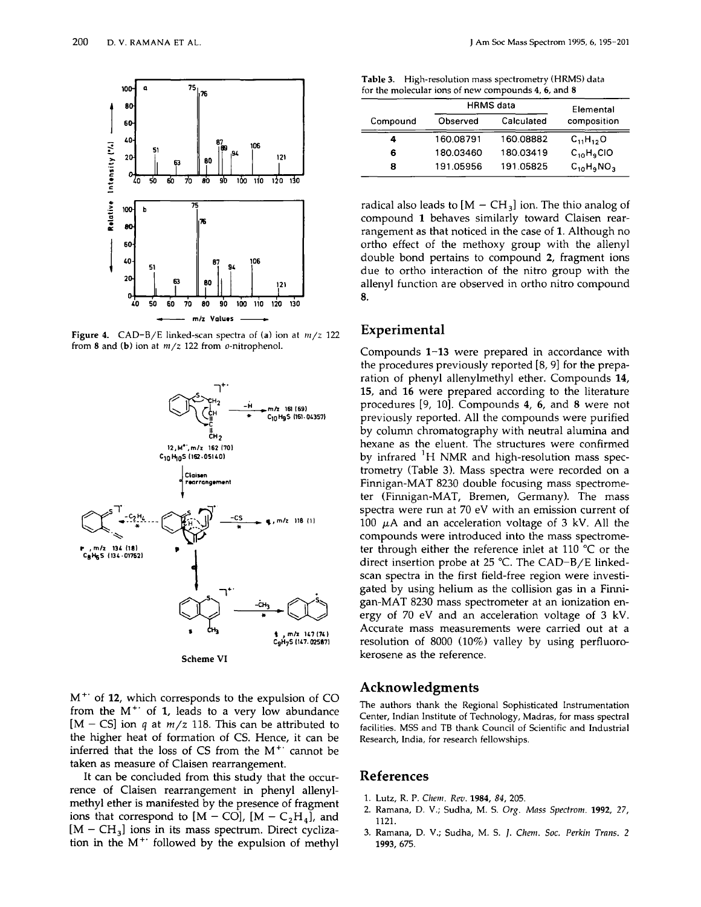Figure 4. CAD–B/E linked-scan spectra of (a) ion at $m/z$ 122 from 8 and (b) ion at $m/z$ 122 from o-nitrophenol.

Scheme VI

$M^{+\cdot}$ of 12, which corresponds to the expulsion of CO from the $M^{+\cdot}$ of 1, leads to a very low abundance [M − CS] ion *q* at $m/z$ 118. This can be attributed to the higher heat of formation of CS. Hence, it can be inferred that the loss of CS from the $M^{+\cdot}$ cannot be taken as measure of Claisen rearrangement.

It can be concluded from this study that the occurrence of Claisen rearrangement in phenyl allenylmethyl ether is manifested by the presence of fragment ions that correspond to [M − CO], [M − $C_2H_4$], and [M − $CH_3$] ions in its mass spectrum. Direct cyclization in the $M^{+\cdot}$ followed by the expulsion of methyl radical also leads to [M − $CH_3$] ion. The thio analog of compound 1 behaves similarly toward Claisen rearrangement as that noticed in the case of 1. Although no ortho effect of the methoxy group with the allenyl double bond pertains to compound 2, fragment ions due to ortho interaction of the nitro group with the allenyl function are observed in ortho nitro compound 8.

Table 3. High-resolution mass spectrometry (HRMS) data for the molecular ions of new compounds 4, 6, and 8

| Compound | HRMS data | | Elemental composition |
|---|---|---|---|
| | Observed | Calculated | |
| 4 | 160.08791 | 160.08882 | $C_{11}H_{12}O$ |
| 6 | 180.03460 | 180.03419 | $C_{10}H_9ClO$ |
| 8 | 191.05956 | 191.05825 | $C_{10}H_9NO_3$ |

## Experimental

Compounds 1–13 were prepared in accordance with the procedures previously reported [8, 9] for the preparation of phenyl allenylmethyl ether. Compounds 14, 15, and 16 were prepared according to the literature procedures [9, 10]. Compounds 4, 6, and 8 were not previously reported. All the compounds were purified by column chromatography with neutral alumina and hexane as the eluent. The structures were confirmed by infrared $^1$H NMR and high-resolution mass spectrometry (Table 3). Mass spectra were recorded on a Finnigan-MAT 8230 double focusing mass spectrometer (Finnigan-MAT, Bremen, Germany). The mass spectra were run at 70 eV with an emission current of 100 $\mu$A and an acceleration voltage of 3 kV. All the compounds were introduced into the mass spectrometer through either the reference inlet at 110 °C or the direct insertion probe at 25 °C. The CAD–B/E linked-scan spectra in the first field-free region were investigated by using helium as the collision gas in a Finnigan-MAT 8230 mass spectrometer at an ionization energy of 70 eV and an acceleration voltage of 3 kV. Accurate mass measurements were carried out at a resolution of 8000 (10%) valley by using perfluorokerosene as the reference.

## Acknowledgments

The authors thank the Regional Sophisticated Instrumentation Center, Indian Institute of Technology, Madras, for mass spectral facilities. MSS and TB thank Council of Scientific and Industrial Research, India, for research fellowships.

## References

1. Lutz, R. P. *Chem. Rev.* **1984**, *84*, 205.
2. Ramana, D. V.; Sudha, M. S. *Org. Mass Spectrom.* **1992**, *27*, 1121.
3. Ramana, D. V.; Sudha, M. S. *J. Chem. Soc. Perkin Trans. 2* **1993**, 675.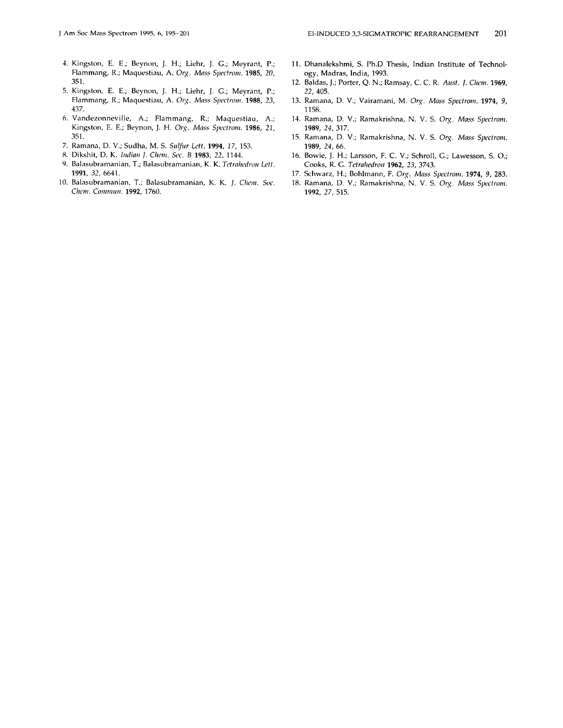4. Kingston, E. E.; Beynon, J. H.; Liehr, J. G.; Meyrant, P.; Flammang, R.; Maquestiau, A. *Org. Mass Spectrom.* **1985**, *20*, 351.
5. Kingston, E. E.; Beynon, J. H.; Liehr, J. G.; Meyrant, P.; Flammang, R.; Maquestiau, A. *Org. Mass Spectrom.* **1988**, *23*, 437.
6. Vandezonneville, A.; Flammang, R.; Maquestiau, A.; Kingston, E. E.; Beynon, J. H. *Org. Mass Spectrom.* **1986**, *21*, 351.
7. Ramana, D. V.; Sudha, M. S. *Sulfur Lett.* **1994**, *17*, 153.
8. Dikshit, D. K. *Indian J. Chem. Sec. B* **1983**, *22*, 1144.
9. Balasubramanian, T.; Balasubramanian, K. K. *Tetrahedron Lett.* **1991**, *32*, 6641.
10. Balasubramanian, T.; Balasubramanian, K. K. *J. Chem. Soc. Chem. Commun.* **1992**, 1760.
11. Dhanalekshmi, S. Ph.D Thesis, Indian Institute of Technology, Madras, India, 1993.
12. Baldas, J.; Porter, Q. N.; Ramsay, C. C. R. *Aust. J. Chem.* **1969**, *22*, 405.
13. Ramana, D. V.; Vairamani, M. *Org. Mass Spectrom.* **1974**, *9*, 1158.
14. Ramana, D. V.; Ramakrishna, N. V. S. *Org. Mass Spectrom.* **1989**, *24*, 317.
15. Ramana, D. V.; Ramakrishna, N. V. S. *Org. Mass Spectrom.* **1989**, *24*, 66.
16. Bowie, J. H.; Larsson, F. C. V.; Schroll, G.; Lawesson, S. O.; Cooks, R. G. *Tetrahedron* **1962**, *23*, 3743.
17. Schwarz, H.; Bohlmann, F. *Org. Mass Spectrom.* **1974**, *9*, 283.
18. Ramana, D. V.; Ramakrishna, N. V. S. *Org. Mass Spectrom.* **1992**, *27*, 515.